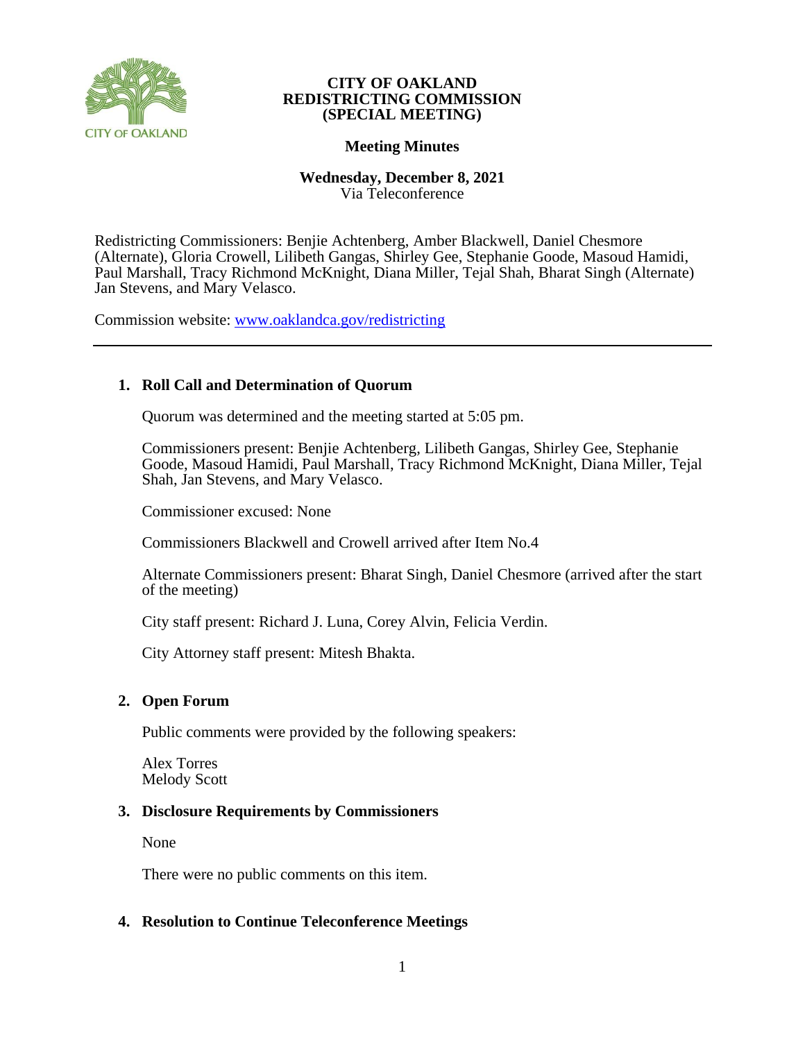**CITY OF OAKLAND**
**REDISTRICTING COMMISSION**
**(SPECIAL MEETING)**

**Meeting Minutes**

**Wednesday, December 8, 2021**
Via Teleconference

Redistricting Commissioners: Benjie Achtenberg, Amber Blackwell, Daniel Chesmore (Alternate), Gloria Crowell, Lilibeth Gangas, Shirley Gee, Stephanie Goode, Masoud Hamidi, Paul Marshall, Tracy Richmond McKnight, Diana Miller, Tejal Shah, Bharat Singh (Alternate) Jan Stevens, and Mary Velasco.

Commission website: [www.oaklandca.gov/redistricting](www.oaklandca.gov/redistricting)

---

## 1. Roll Call and Determination of Quorum

Quorum was determined and the meeting started at 5:05 pm.

Commissioners present: Benjie Achtenberg, Lilibeth Gangas, Shirley Gee, Stephanie Goode, Masoud Hamidi, Paul Marshall, Tracy Richmond McKnight, Diana Miller, Tejal Shah, Jan Stevens, and Mary Velasco.

Commissioner excused: None

Commissioners Blackwell and Crowell arrived after Item No.4

Alternate Commissioners present: Bharat Singh, Daniel Chesmore (arrived after the start of the meeting)

City staff present: Richard J. Luna, Corey Alvin, Felicia Verdin.

City Attorney staff present: Mitesh Bhakta.

## 2. Open Forum

Public comments were provided by the following speakers:

Alex Torres
Melody Scott

## 3. Disclosure Requirements by Commissioners

None

There were no public comments on this item.

## 4. Resolution to Continue Teleconference Meetings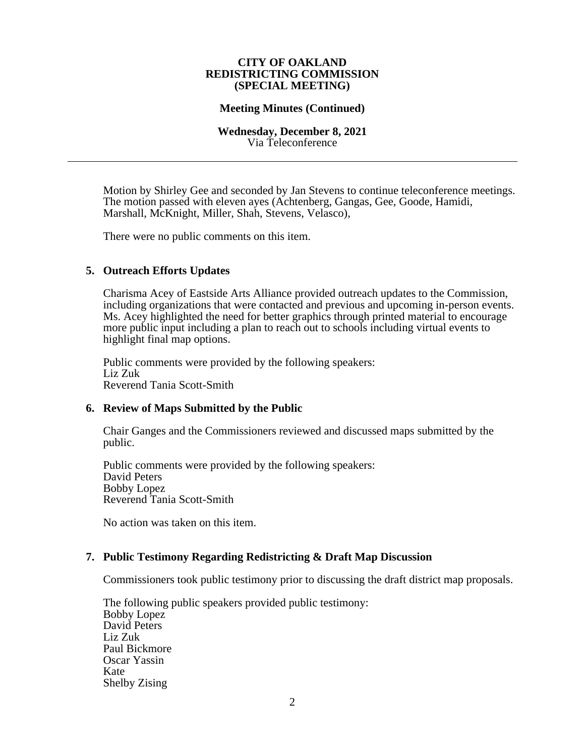**CITY OF OAKLAND**
**REDISTRICTING COMMISSION**
**(SPECIAL MEETING)**

**Meeting Minutes (Continued)**

**Wednesday, December 8, 2021**
Via Teleconference

---

Motion by Shirley Gee and seconded by Jan Stevens to continue teleconference meetings. The motion passed with eleven ayes (Achtenberg, Gangas, Gee, Goode, Hamidi, Marshall, McKnight, Miller, Shah, Stevens, Velasco),

There were no public comments on this item.

**5. Outreach Efforts Updates**

Charisma Acey of Eastside Arts Alliance provided outreach updates to the Commission, including organizations that were contacted and previous and upcoming in-person events. Ms. Acey highlighted the need for better graphics through printed material to encourage more public input including a plan to reach out to schools including virtual events to highlight final map options.

Public comments were provided by the following speakers:
Liz Zuk
Reverend Tania Scott-Smith

**6. Review of Maps Submitted by the Public**

Chair Ganges and the Commissioners reviewed and discussed maps submitted by the public.

Public comments were provided by the following speakers:
David Peters
Bobby Lopez
Reverend Tania Scott-Smith

No action was taken on this item.

**7. Public Testimony Regarding Redistricting & Draft Map Discussion**

Commissioners took public testimony prior to discussing the draft district map proposals.

The following public speakers provided public testimony:
Bobby Lopez
David Peters
Liz Zuk
Paul Bickmore
Oscar Yassin
Kate
Shelby Zising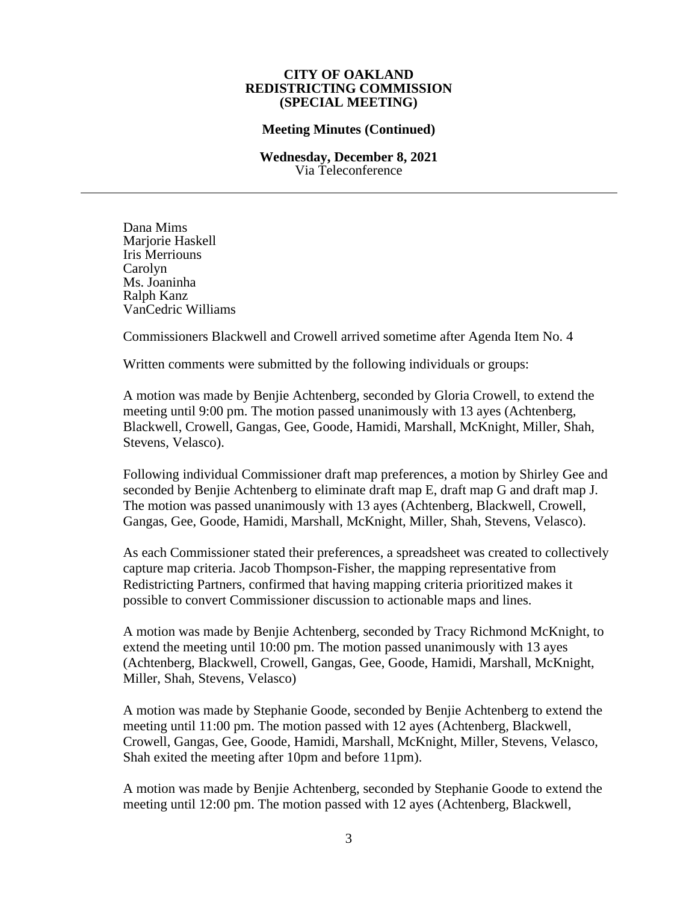**CITY OF OAKLAND**
**REDISTRICTING COMMISSION**
**(SPECIAL MEETING)**

**Meeting Minutes (Continued)**

**Wednesday, December 8, 2021**
Via Teleconference

---

Dana Mims
Marjorie Haskell
Iris Merriouns
Carolyn
Ms. Joaninha
Ralph Kanz
VanCedric Williams

Commissioners Blackwell and Crowell arrived sometime after Agenda Item No. 4

Written comments were submitted by the following individuals or groups:

A motion was made by Benjie Achtenberg, seconded by Gloria Crowell, to extend the meeting until 9:00 pm. The motion passed unanimously with 13 ayes (Achtenberg, Blackwell, Crowell, Gangas, Gee, Goode, Hamidi, Marshall, McKnight, Miller, Shah, Stevens, Velasco).

Following individual Commissioner draft map preferences, a motion by Shirley Gee and seconded by Benjie Achtenberg to eliminate draft map E, draft map G and draft map J. The motion was passed unanimously with 13 ayes (Achtenberg, Blackwell, Crowell, Gangas, Gee, Goode, Hamidi, Marshall, McKnight, Miller, Shah, Stevens, Velasco).

As each Commissioner stated their preferences, a spreadsheet was created to collectively capture map criteria. Jacob Thompson-Fisher, the mapping representative from Redistricting Partners, confirmed that having mapping criteria prioritized makes it possible to convert Commissioner discussion to actionable maps and lines.

A motion was made by Benjie Achtenberg, seconded by Tracy Richmond McKnight, to extend the meeting until 10:00 pm. The motion passed unanimously with 13 ayes (Achtenberg, Blackwell, Crowell, Gangas, Gee, Goode, Hamidi, Marshall, McKnight, Miller, Shah, Stevens, Velasco)

A motion was made by Stephanie Goode, seconded by Benjie Achtenberg to extend the meeting until 11:00 pm. The motion passed with 12 ayes (Achtenberg, Blackwell, Crowell, Gangas, Gee, Goode, Hamidi, Marshall, McKnight, Miller, Stevens, Velasco, Shah exited the meeting after 10pm and before 11pm).

A motion was made by Benjie Achtenberg, seconded by Stephanie Goode to extend the meeting until 12:00 pm. The motion passed with 12 ayes (Achtenberg, Blackwell,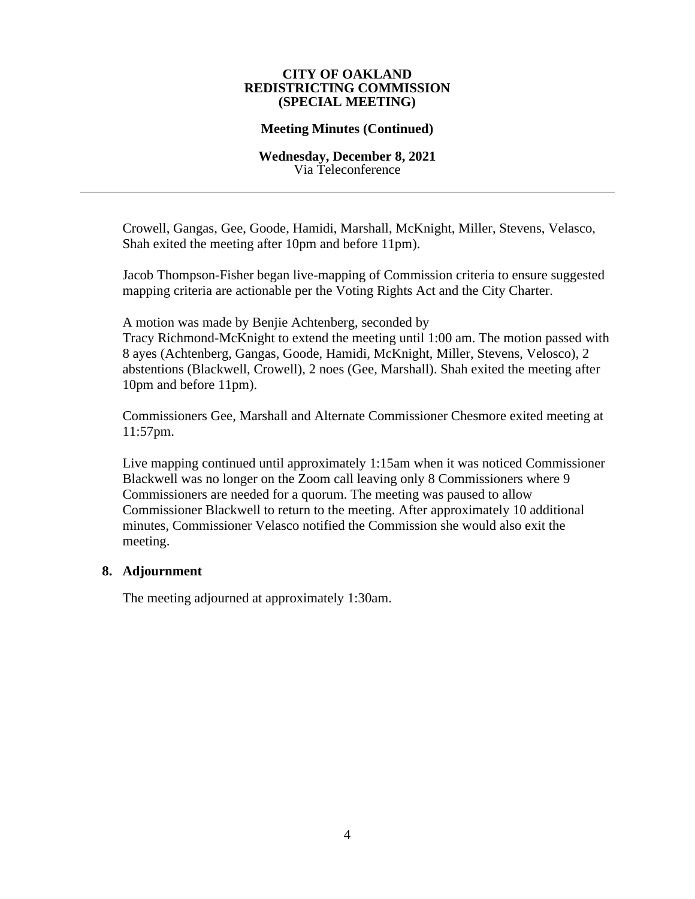**CITY OF OAKLAND**
**REDISTRICTING COMMISSION**
**(SPECIAL MEETING)**

**Meeting Minutes (Continued)**

**Wednesday, December 8, 2021**
Via Teleconference

---

Crowell, Gangas, Gee, Goode, Hamidi, Marshall, McKnight, Miller, Stevens, Velasco, Shah exited the meeting after 10pm and before 11pm).

Jacob Thompson-Fisher began live-mapping of Commission criteria to ensure suggested mapping criteria are actionable per the Voting Rights Act and the City Charter.

A motion was made by Benjie Achtenberg, seconded by Tracy Richmond-McKnight to extend the meeting until 1:00 am. The motion passed with 8 ayes (Achtenberg, Gangas, Goode, Hamidi, McKnight, Miller, Stevens, Velosco), 2 abstentions (Blackwell, Crowell), 2 noes (Gee, Marshall). Shah exited the meeting after 10pm and before 11pm).

Commissioners Gee, Marshall and Alternate Commissioner Chesmore exited meeting at 11:57pm.

Live mapping continued until approximately 1:15am when it was noticed Commissioner Blackwell was no longer on the Zoom call leaving only 8 Commissioners where 9 Commissioners are needed for a quorum. The meeting was paused to allow Commissioner Blackwell to return to the meeting. After approximately 10 additional minutes, Commissioner Velasco notified the Commission she would also exit the meeting.

**8. Adjournment**

The meeting adjourned at approximately 1:30am.